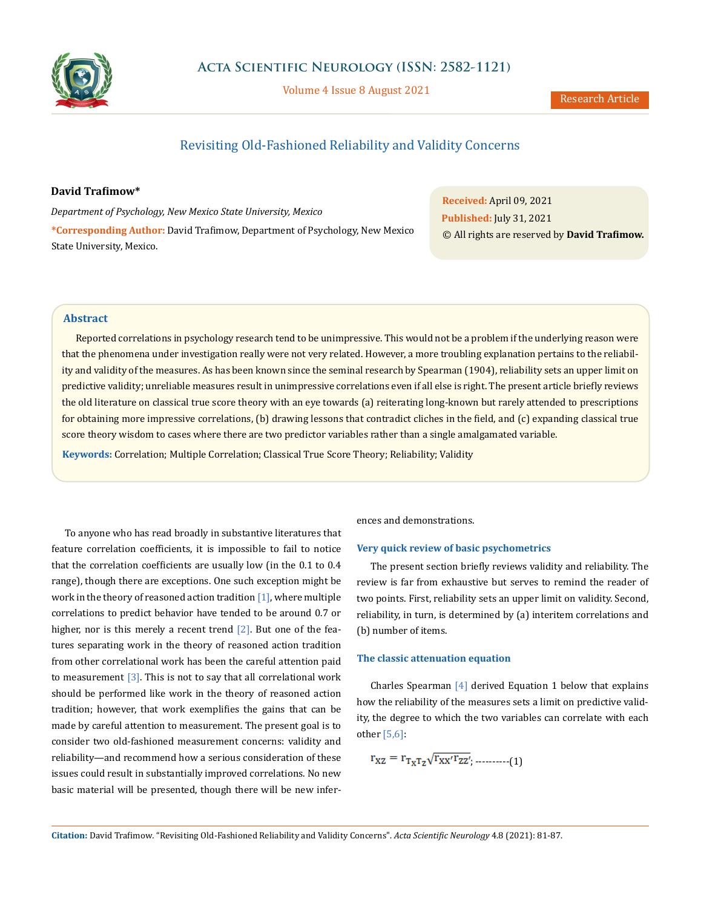# Revisiting Old-Fashioned Reliability and Validity Concerns

**David Trafimow***

*Department of Psychology, New Mexico State University, Mexico*

***Corresponding Author:** David Trafimow, Department of Psychology, New Mexico State University, Mexico.

**Received:** April 09, 2021
**Published:** July 31, 2021
© All rights are reserved by **David Trafimow.**

## Abstract

Reported correlations in psychology research tend to be unimpressive. This would not be a problem if the underlying reason were that the phenomena under investigation really were not very related. However, a more troubling explanation pertains to the reliability and validity of the measures. As has been known since the seminal research by Spearman (1904), reliability sets an upper limit on predictive validity; unreliable measures result in unimpressive correlations even if all else is right. The present article briefly reviews the old literature on classical true score theory with an eye towards (a) reiterating long-known but rarely attended to prescriptions for obtaining more impressive correlations, (b) drawing lessons that contradict cliches in the field, and (c) expanding classical true score theory wisdom to cases where there are two predictor variables rather than a single amalgamated variable.

**Keywords:** Correlation; Multiple Correlation; Classical True Score Theory; Reliability; Validity

To anyone who has read broadly in substantive literatures that feature correlation coefficients, it is impossible to fail to notice that the correlation coefficients are usually low (in the 0.1 to 0.4 range), though there are exceptions. One such exception might be work in the theory of reasoned action tradition [1], where multiple correlations to predict behavior have tended to be around 0.7 or higher, nor is this merely a recent trend [2]. But one of the features separating work in the theory of reasoned action tradition from other correlational work has been the careful attention paid to measurement [3]. This is not to say that all correlational work should be performed like work in the theory of reasoned action tradition; however, that work exemplifies the gains that can be made by careful attention to measurement. The present goal is to consider two old-fashioned measurement concerns: validity and reliability—and recommend how a serious consideration of these issues could result in substantially improved correlations. No new basic material will be presented, though there will be new inferences and demonstrations.

### Very quick review of basic psychometrics

The present section briefly reviews validity and reliability. The review is far from exhaustive but serves to remind the reader of two points. First, reliability sets an upper limit on validity. Second, reliability, in turn, is determined by (a) interitem correlations and (b) number of items.

### The classic attenuation equation

Charles Spearman [4] derived Equation 1 below that explains how the reliability of the measures sets a limit on predictive validity, the degree to which the two variables can correlate with each other [5,6]:

$$r_{XZ} = r_{T_X T_Z}\sqrt{r_{XX'}r_{ZZ'}};\ \text{----------}(1)$$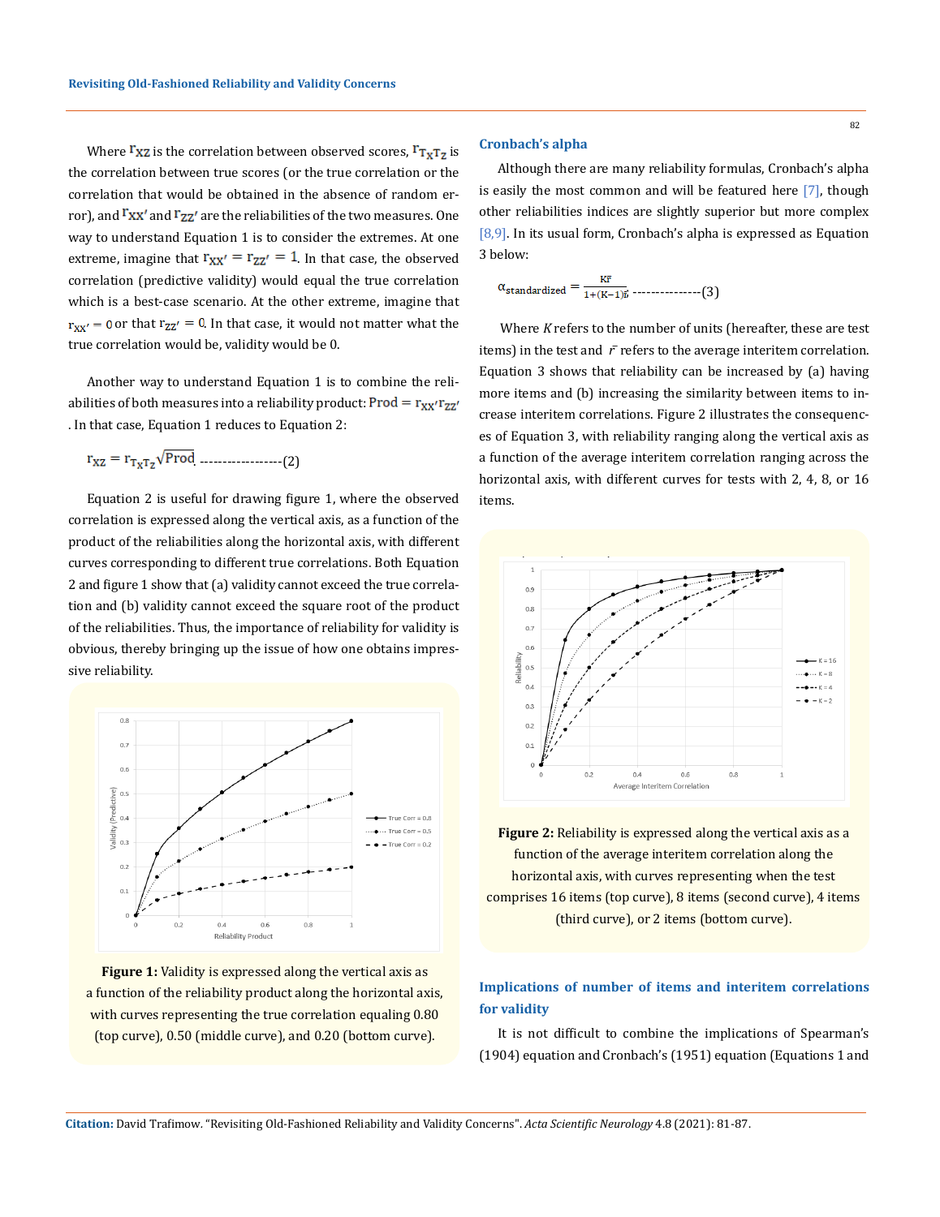Where $r_{XZ}$ is the correlation between observed scores, $r_{T_X T_Z}$ is the correlation between true scores (or the true correlation or the correlation that would be obtained in the absence of random error), and $r_{XX'}$ and $r_{ZZ'}$ are the reliabilities of the two measures. One way to understand Equation 1 is to consider the extremes. At one extreme, imagine that $r_{XX'} = r_{ZZ'} = 1$. In that case, the observed correlation (predictive validity) would equal the true correlation which is a best-case scenario. At the other extreme, imagine that $r_{XX'} = 0$ or that $r_{ZZ'} = 0$. In that case, it would not matter what the true correlation would be, validity would be 0.

Another way to understand Equation 1 is to combine the reliabilities of both measures into a reliability product: $\text{Prod} = r_{XX'} r_{ZZ'}$. In that case, Equation 1 reduces to Equation 2:

$$r_{XZ} = r_{T_X T_Z}\sqrt{\text{Prod}} \quad \text{------------------(2)}$$

Equation 2 is useful for drawing figure 1, where the observed correlation is expressed along the vertical axis, as a function of the product of the reliabilities along the horizontal axis, with different curves corresponding to different true correlations. Both Equation 2 and figure 1 show that (a) validity cannot exceed the true correlation and (b) validity cannot exceed the square root of the product of the reliabilities. Thus, the importance of reliability for validity is obvious, thereby bringing up the issue of how one obtains impressive reliability.

**Figure 1:** Validity is expressed along the vertical axis as a function of the reliability product along the horizontal axis, with curves representing the true correlation equaling 0.80 (top curve), 0.50 (middle curve), and 0.20 (bottom curve).

### Cronbach's alpha

Although there are many reliability formulas, Cronbach's alpha is easily the most common and will be featured here [7], though other reliabilities indices are slightly superior but more complex [8,9]. In its usual form, Cronbach's alpha is expressed as Equation 3 below:

$$\alpha_{\text{standardized}} = \frac{K\bar{r}}{1+(K-1)\bar{r}} \quad \text{---------------(3)}$$

Where $K$ refers to the number of units (hereafter, these are test items) in the test and $\bar{r}$ refers to the average interitem correlation. Equation 3 shows that reliability can be increased by (a) having more items and (b) increasing the similarity between items to increase interitem correlations. Figure 2 illustrates the consequences of Equation 3, with reliability ranging along the vertical axis as a function of the average interitem correlation ranging across the horizontal axis, with different curves for tests with 2, 4, 8, or 16 items.

**Figure 2:** Reliability is expressed along the vertical axis as a function of the average interitem correlation along the horizontal axis, with curves representing when the test comprises 16 items (top curve), 8 items (second curve), 4 items (third curve), or 2 items (bottom curve).

### Implications of number of items and interitem correlations for validity

It is not difficult to combine the implications of Spearman's (1904) equation and Cronbach's (1951) equation (Equations 1 and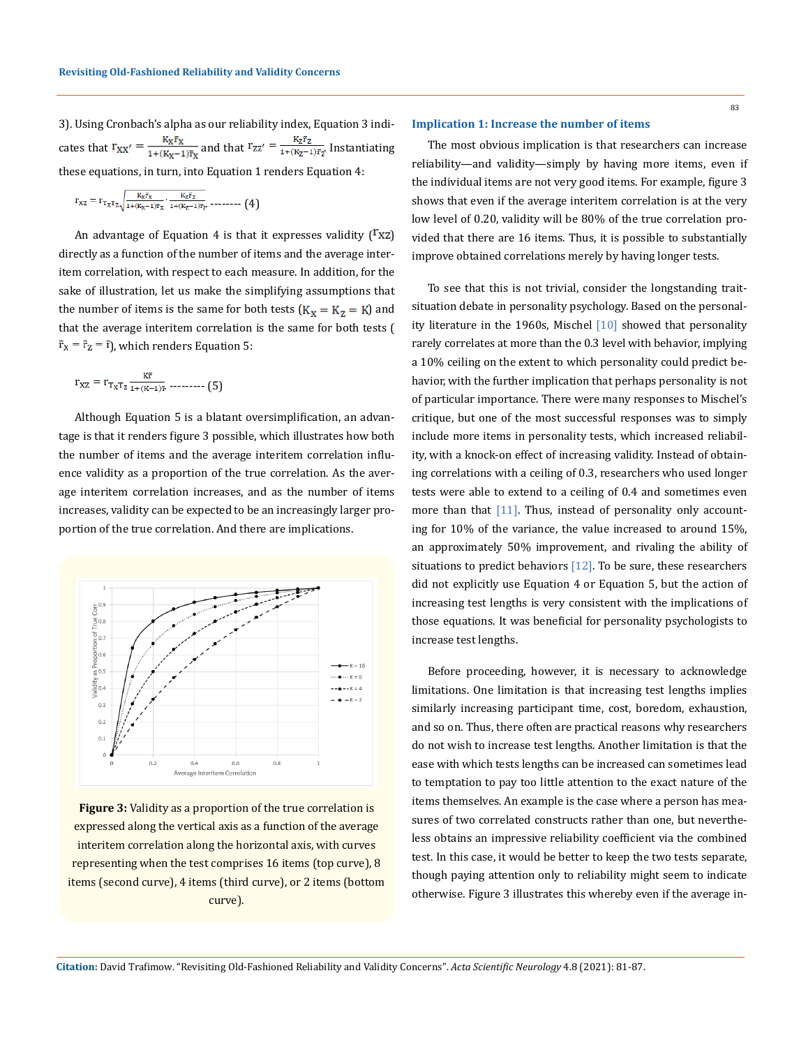3). Using Cronbach's alpha as our reliability index, Equation 3 indicates that $r_{XX'} = \frac{K_X \bar{r}_X}{1+(K_X-1)\bar{r}_X}$ and that $r_{ZZ'} = \frac{K_Z \bar{r}_Z}{1+(K_Z-1)\bar{r}_Z}$. Instantiating these equations, in turn, into Equation 1 renders Equation 4:

$$r_{XZ} = r_{T_X T_Z} \sqrt{\frac{K_X \bar{r}_X}{1+(K_X-1)\bar{r}_X} \cdot \frac{K_Z \bar{r}_Z}{1+(K_Z-1)\bar{r}_Z}} \quad \text{-------- (4)}$$

An advantage of Equation 4 is that it expresses validity ($r_{XZ}$) directly as a function of the number of items and the average interitem correlation, with respect to each measure. In addition, for the sake of illustration, let us make the simplifying assumptions that the number of items is the same for both tests ($K_X = K_Z = K$) and that the average interitem correlation is the same for both tests ($\bar{r}_X = \bar{r}_Z = \bar{r}$), which renders Equation 5:

$$r_{XZ} = r_{T_X T_Z} \frac{K\bar{r}}{1+(K-1)\bar{r}} \quad \text{--------- (5)}$$

Although Equation 5 is a blatant oversimplification, an advantage is that it renders figure 3 possible, which illustrates how both the number of items and the average interitem correlation influence validity as a proportion of the true correlation. As the average interitem correlation increases, and as the number of items increases, validity can be expected to be an increasingly larger proportion of the true correlation. And there are implications.

**Figure 3:** Validity as a proportion of the true correlation is expressed along the vertical axis as a function of the average interitem correlation along the horizontal axis, with curves representing when the test comprises 16 items (top curve), 8 items (second curve), 4 items (third curve), or 2 items (bottom curve).

### Implication 1: Increase the number of items

The most obvious implication is that researchers can increase reliability—and validity—simply by having more items, even if the individual items are not very good items. For example, figure 3 shows that even if the average interitem correlation is at the very low level of 0.20, validity will be 80% of the true correlation provided that there are 16 items. Thus, it is possible to substantially improve obtained correlations merely by having longer tests.

To see that this is not trivial, consider the longstanding trait-situation debate in personality psychology. Based on the personality literature in the 1960s, Mischel [10] showed that personality rarely correlates at more than the 0.3 level with behavior, implying a 10% ceiling on the extent to which personality could predict behavior, with the further implication that perhaps personality is not of particular importance. There were many responses to Mischel's critique, but one of the most successful responses was to simply include more items in personality tests, which increased reliability, with a knock-on effect of increasing validity. Instead of obtaining correlations with a ceiling of 0.3, researchers who used longer tests were able to extend to a ceiling of 0.4 and sometimes even more than that [11]. Thus, instead of personality only accounting for 10% of the variance, the value increased to around 15%, an approximately 50% improvement, and rivaling the ability of situations to predict behaviors [12]. To be sure, these researchers did not explicitly use Equation 4 or Equation 5, but the action of increasing test lengths is very consistent with the implications of those equations. It was beneficial for personality psychologists to increase test lengths.

Before proceeding, however, it is necessary to acknowledge limitations. One limitation is that increasing test lengths implies similarly increasing participant time, cost, boredom, exhaustion, and so on. Thus, there often are practical reasons why researchers do not wish to increase test lengths. Another limitation is that the ease with which tests lengths can be increased can sometimes lead to temptation to pay too little attention to the exact nature of the items themselves. An example is the case where a person has measures of two correlated constructs rather than one, but nevertheless obtains an impressive reliability coefficient via the combined test. In this case, it would be better to keep the two tests separate, though paying attention only to reliability might seem to indicate otherwise. Figure 3 illustrates this whereby even if the average in-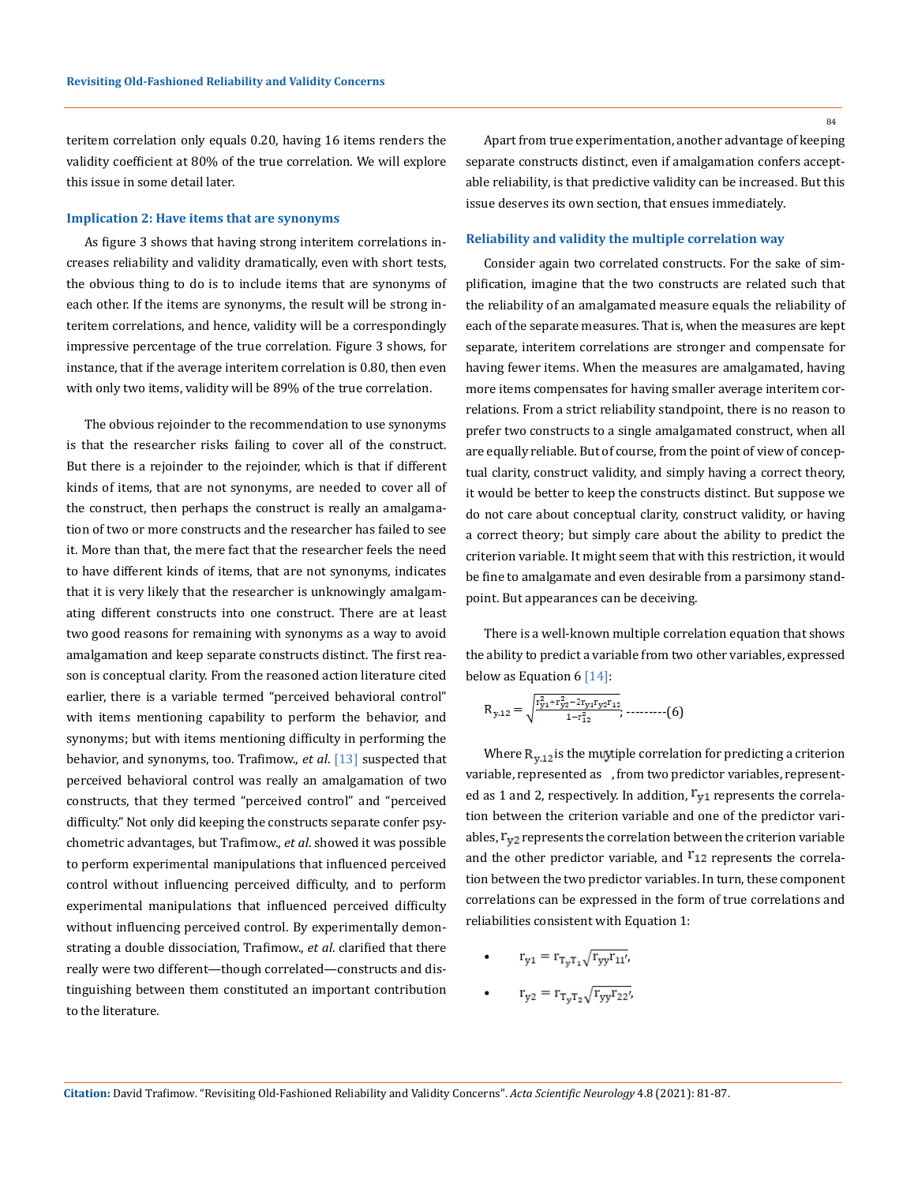teritem correlation only equals 0.20, having 16 items renders the validity coefficient at 80% of the true correlation. We will explore this issue in some detail later.

### Implication 2: Have items that are synonyms

As figure 3 shows that having strong interitem correlations increases reliability and validity dramatically, even with short tests, the obvious thing to do is to include items that are synonyms of each other. If the items are synonyms, the result will be strong interitem correlations, and hence, validity will be a correspondingly impressive percentage of the true correlation. Figure 3 shows, for instance, that if the average interitem correlation is 0.80, then even with only two items, validity will be 89% of the true correlation.

The obvious rejoinder to the recommendation to use synonyms is that the researcher risks failing to cover all of the construct. But there is a rejoinder to the rejoinder, which is that if different kinds of items, that are not synonyms, are needed to cover all of the construct, then perhaps the construct is really an amalgamation of two or more constructs and the researcher has failed to see it. More than that, the mere fact that the researcher feels the need to have different kinds of items, that are not synonyms, indicates that it is very likely that the researcher is unknowingly amalgamating different constructs into one construct. There are at least two good reasons for remaining with synonyms as a way to avoid amalgamation and keep separate constructs distinct. The first reason is conceptual clarity. From the reasoned action literature cited earlier, there is a variable termed "perceived behavioral control" with items mentioning capability to perform the behavior, and synonyms; but with items mentioning difficulty in performing the behavior, and synonyms, too. Trafimow., *et al*. [13] suspected that perceived behavioral control was really an amalgamation of two constructs, that they termed "perceived control" and "perceived difficulty." Not only did keeping the constructs separate confer psychometric advantages, but Trafimow., *et al*. showed it was possible to perform experimental manipulations that influenced perceived control without influencing perceived difficulty, and to perform experimental manipulations that influenced perceived difficulty without influencing perceived control. By experimentally demonstrating a double dissociation, Trafimow., *et al*. clarified that there really were two different—though correlated—constructs and distinguishing between them constituted an important contribution to the literature.

Apart from true experimentation, another advantage of keeping separate constructs distinct, even if amalgamation confers acceptable reliability, is that predictive validity can be increased. But this issue deserves its own section, that ensues immediately.

### Reliability and validity the multiple correlation way

Consider again two correlated constructs. For the sake of simplification, imagine that the two constructs are related such that the reliability of an amalgamated measure equals the reliability of each of the separate measures. That is, when the measures are kept separate, interitem correlations are stronger and compensate for having fewer items. When the measures are amalgamated, having more items compensates for having smaller average interitem correlations. From a strict reliability standpoint, there is no reason to prefer two constructs to a single amalgamated construct, when all are equally reliable. But of course, from the point of view of conceptual clarity, construct validity, and simply having a correct theory, it would be better to keep the constructs distinct. But suppose we do not care about conceptual clarity, construct validity, or having a correct theory; but simply care about the ability to predict the criterion variable. It might seem that with this restriction, it would be fine to amalgamate and even desirable from a parsimony standpoint. But appearances can be deceiving.

There is a well-known multiple correlation equation that shows the ability to predict a variable from two other variables, expressed below as Equation 6 [14]:

$$R_{y.12} = \sqrt{\frac{r_{y1}^2 + r_{y2}^2 - 2r_{y1}r_{y2}r_{12}}{1 - r_{12}^2}}; \text{---------}(6)$$

Where $R_{y.12}$ is the multiple correlation for predicting a criterion variable, represented as $y$, from two predictor variables, represented as 1 and 2, respectively. In addition, $r_{y1}$ represents the correlation between the criterion variable and one of the predictor variables, $r_{y2}$ represents the correlation between the criterion variable and the other predictor variable, and $r_{12}$ represents the correlation between the two predictor variables. In turn, these component correlations can be expressed in the form of true correlations and reliabilities consistent with Equation 1:

- $r_{y1} = r_{T_y T_1}\sqrt{r_{yy'} r_{11'}}$,
- $r_{y2} = r_{T_y T_2}\sqrt{r_{yy'} r_{22'}}$,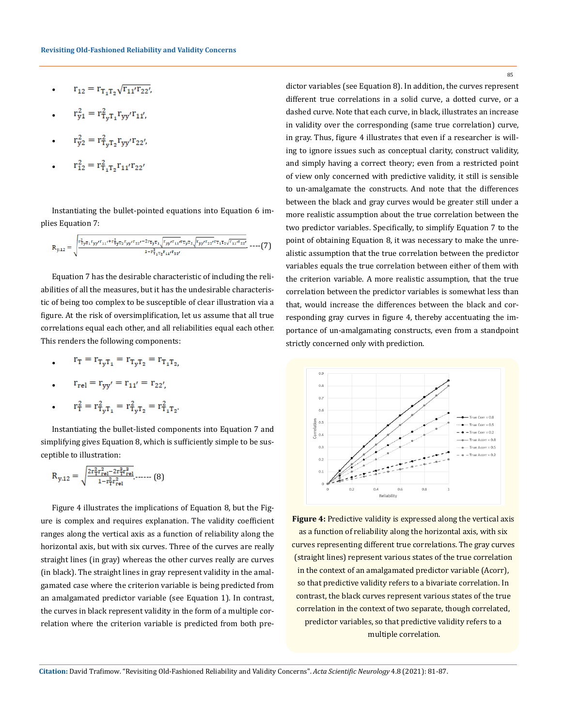- $r_{12} = r_{T_1T_2}\sqrt{r_{11'}r_{22'}},$

- $r_{y1}^2 = r_{T_yT_1}^2 r_{yy'} r_{11'},$

- $r_{y2}^2 = r_{T_yT_2}^2 r_{yy'} r_{22'},$

- $r_{12}^2 = r_{T_1T_2}^2 r_{11'} r_{22'}$

Instantiating the bullet-pointed equations into Equation 6 implies Equation 7:

$$R_{y.12} = \sqrt{\frac{r_{T_yT_1}^2 r_{yy'} r_{11'} + r_{T_yT_2}^2 r_{yy'} r_{22'} - 2 r_{T_yT_1}\sqrt{r_{yy'} r_{11'}}\, r_{T_yT_2}\sqrt{r_{yy'} r_{22'}}\, r_{T_1T_2}\sqrt{r_{11'} r_{22'}}}{1 - r_{T_1T_2}^2 r_{11'} r_{22'}}} \text{ ----(7)}$$

Equation 7 has the desirable characteristic of including the reliabilities of all the measures, but it has the undesirable characteristic of being too complex to be susceptible of clear illustration via a figure. At the risk of oversimplification, let us assume that all true correlations equal each other, and all reliabilities equal each other. This renders the following components:

- $r_T = r_{T_yT_1} = r_{T_yT_2} = r_{T_1T_2},$

- $r_{rel} = r_{yy'} = r_{11'} = r_{22'},$

- $r_T^2 = r_{T_yT_1}^2 = r_{T_yT_2}^2 = r_{T_1T_2}^2.$

Instantiating the bullet-listed components into Equation 7 and simplifying gives Equation 8, which is sufficiently simple to be susceptible to illustration:

$$R_{y.12} = \sqrt{\frac{2r_T^2 r_{rel}^2 - 2r_T^3 r_{rel}^3}{1 - r_T^2 r_{rel}^2}} \text{------ (8)}$$

Figure 4 illustrates the implications of Equation 8, but the Figure is complex and requires explanation. The validity coefficient ranges along the vertical axis as a function of reliability along the horizontal axis, but with six curves. Three of the curves are really straight lines (in gray) whereas the other curves really are curves (in black). The straight lines in gray represent validity in the amalgamated case where the criterion variable is being predicted from an amalgamated predictor variable (see Equation 1). In contrast, the curves in black represent validity in the form of a multiple correlation where the criterion variable is predicted from both predictor variables (see Equation 8). In addition, the curves represent different true correlations in a solid curve, a dotted curve, or a dashed curve. Note that each curve, in black, illustrates an increase in validity over the corresponding (same true correlation) curve, in gray. Thus, figure 4 illustrates that even if a researcher is willing to ignore issues such as conceptual clarity, construct validity, and simply having a correct theory; even from a restricted point of view only concerned with predictive validity, it still is sensible to un-amalgamate the constructs. And note that the differences between the black and gray curves would be greater still under a more realistic assumption about the true correlation between the two predictor variables. Specifically, to simplify Equation 7 to the point of obtaining Equation 8, it was necessary to make the unrealistic assumption that the true correlation between the predictor variables equals the true correlation between either of them with the criterion variable. A more realistic assumption, that the true correlation between the predictor variables is somewhat less than that, would increase the differences between the black and corresponding gray curves in figure 4, thereby accentuating the importance of un-amalgamating constructs, even from a standpoint strictly concerned only with prediction.

**Figure 4:** Predictive validity is expressed along the vertical axis as a function of reliability along the horizontal axis, with six curves representing different true correlations. The gray curves (straight lines) represent various states of the true correlation in the context of an amalgamated predictor variable (Acorr), so that predictive validity refers to a bivariate correlation. In contrast, the black curves represent various states of the true correlation in the context of two separate, though correlated, predictor variables, so that predictive validity refers to a multiple correlation.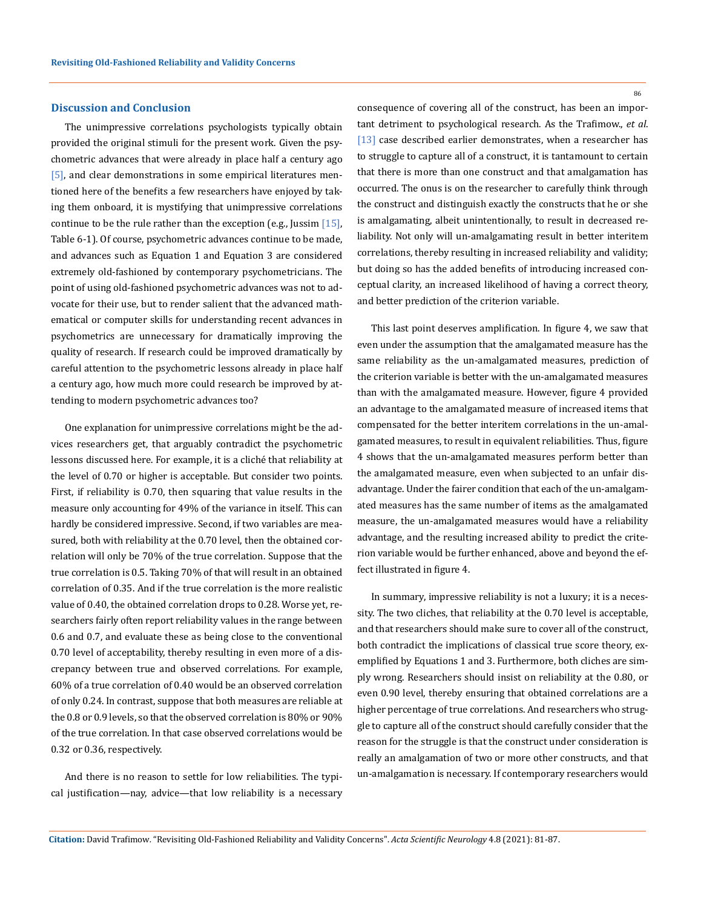## Discussion and Conclusion

The unimpressive correlations psychologists typically obtain provided the original stimuli for the present work. Given the psychometric advances that were already in place half a century ago [5], and clear demonstrations in some empirical literatures mentioned here of the benefits a few researchers have enjoyed by taking them onboard, it is mystifying that unimpressive correlations continue to be the rule rather than the exception (e.g., Jussim [15], Table 6-1). Of course, psychometric advances continue to be made, and advances such as Equation 1 and Equation 3 are considered extremely old-fashioned by contemporary psychometricians. The point of using old-fashioned psychometric advances was not to advocate for their use, but to render salient that the advanced mathematical or computer skills for understanding recent advances in psychometrics are unnecessary for dramatically improving the quality of research. If research could be improved dramatically by careful attention to the psychometric lessons already in place half a century ago, how much more could research be improved by attending to modern psychometric advances too?

One explanation for unimpressive correlations might be the advices researchers get, that arguably contradict the psychometric lessons discussed here. For example, it is a cliché that reliability at the level of 0.70 or higher is acceptable. But consider two points. First, if reliability is 0.70, then squaring that value results in the measure only accounting for 49% of the variance in itself. This can hardly be considered impressive. Second, if two variables are measured, both with reliability at the 0.70 level, then the obtained correlation will only be 70% of the true correlation. Suppose that the true correlation is 0.5. Taking 70% of that will result in an obtained correlation of 0.35. And if the true correlation is the more realistic value of 0.40, the obtained correlation drops to 0.28. Worse yet, researchers fairly often report reliability values in the range between 0.6 and 0.7, and evaluate these as being close to the conventional 0.70 level of acceptability, thereby resulting in even more of a discrepancy between true and observed correlations. For example, 60% of a true correlation of 0.40 would be an observed correlation of only 0.24. In contrast, suppose that both measures are reliable at the 0.8 or 0.9 levels, so that the observed correlation is 80% or 90% of the true correlation. In that case observed correlations would be 0.32 or 0.36, respectively.

And there is no reason to settle for low reliabilities. The typical justification—nay, advice—that low reliability is a necessary consequence of covering all of the construct, has been an important detriment to psychological research. As the Trafimow., *et al*. [13] case described earlier demonstrates, when a researcher has to struggle to capture all of a construct, it is tantamount to certain that there is more than one construct and that amalgamation has occurred. The onus is on the researcher to carefully think through the construct and distinguish exactly the constructs that he or she is amalgamating, albeit unintentionally, to result in decreased reliability. Not only will un-amalgamating result in better interitem correlations, thereby resulting in increased reliability and validity; but doing so has the added benefits of introducing increased conceptual clarity, an increased likelihood of having a correct theory, and better prediction of the criterion variable.

This last point deserves amplification. In figure 4, we saw that even under the assumption that the amalgamated measure has the same reliability as the un-amalgamated measures, prediction of the criterion variable is better with the un-amalgamated measures than with the amalgamated measure. However, figure 4 provided an advantage to the amalgamated measure of increased items that compensated for the better interitem correlations in the un-amalgamated measures, to result in equivalent reliabilities. Thus, figure 4 shows that the un-amalgamated measures perform better than the amalgamated measure, even when subjected to an unfair disadvantage. Under the fairer condition that each of the un-amalgamated measures has the same number of items as the amalgamated measure, the un-amalgamated measures would have a reliability advantage, and the resulting increased ability to predict the criterion variable would be further enhanced, above and beyond the effect illustrated in figure 4.

In summary, impressive reliability is not a luxury; it is a necessity. The two cliches, that reliability at the 0.70 level is acceptable, and that researchers should make sure to cover all of the construct, both contradict the implications of classical true score theory, exemplified by Equations 1 and 3. Furthermore, both cliches are simply wrong. Researchers should insist on reliability at the 0.80, or even 0.90 level, thereby ensuring that obtained correlations are a higher percentage of true correlations. And researchers who struggle to capture all of the construct should carefully consider that the reason for the struggle is that the construct under consideration is really an amalgamation of two or more other constructs, and that un-amalgamation is necessary. If contemporary researchers would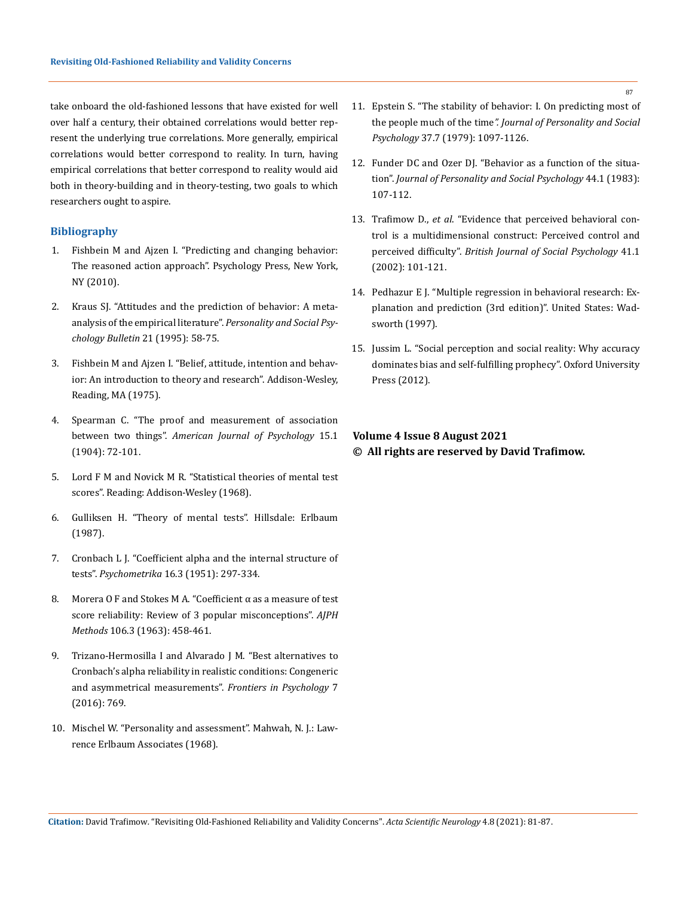take onboard the old-fashioned lessons that have existed for well over half a century, their obtained correlations would better represent the underlying true correlations. More generally, empirical correlations would better correspond to reality. In turn, having empirical correlations that better correspond to reality would aid both in theory-building and in theory-testing, two goals to which researchers ought to aspire.

## Bibliography

1. Fishbein M and Ajzen I. "Predicting and changing behavior: The reasoned action approach". Psychology Press, New York, NY (2010).
2. Kraus SJ. "Attitudes and the prediction of behavior: A meta-analysis of the empirical literature". *Personality and Social Psychology Bulletin* 21 (1995): 58-75.
3. Fishbein M and Ajzen I. "Belief, attitude, intention and behavior: An introduction to theory and research". Addison-Wesley, Reading, MA (1975).
4. Spearman C. "The proof and measurement of association between two things". *American Journal of Psychology* 15.1 (1904): 72-101.
5. Lord F M and Novick M R. "Statistical theories of mental test scores". Reading: Addison-Wesley (1968).
6. Gulliksen H. "Theory of mental tests". Hillsdale: Erlbaum (1987).
7. Cronbach L J. "Coefficient alpha and the internal structure of tests". *Psychometrika* 16.3 (1951): 297-334.
8. Morera O F and Stokes M A. "Coefficient α as a measure of test score reliability: Review of 3 popular misconceptions". *AJPH Methods* 106.3 (1963): 458-461.
9. Trizano-Hermosilla I and Alvarado J M. "Best alternatives to Cronbach's alpha reliability in realistic conditions: Congeneric and asymmetrical measurements". *Frontiers in Psychology* 7 (2016): 769.
10. Mischel W. "Personality and assessment". Mahwah, N. J.: Lawrence Erlbaum Associates (1968).
11. Epstein S. "The stability of behavior: I. On predicting most of the people much of the time". *Journal of Personality and Social Psychology* 37.7 (1979): 1097-1126.
12. Funder DC and Ozer DJ. "Behavior as a function of the situation". *Journal of Personality and Social Psychology* 44.1 (1983): 107-112.
13. Trafimow D., *et al.* "Evidence that perceived behavioral control is a multidimensional construct: Perceived control and perceived difficulty". *British Journal of Social Psychology* 41.1 (2002): 101-121.
14. Pedhazur E J. "Multiple regression in behavioral research: Explanation and prediction (3rd edition)". United States: Wadsworth (1997).
15. Jussim L. "Social perception and social reality: Why accuracy dominates bias and self-fulfilling prophecy". Oxford University Press (2012).

**Volume 4 Issue 8 August 2021**
**© All rights are reserved by David Trafimow.**